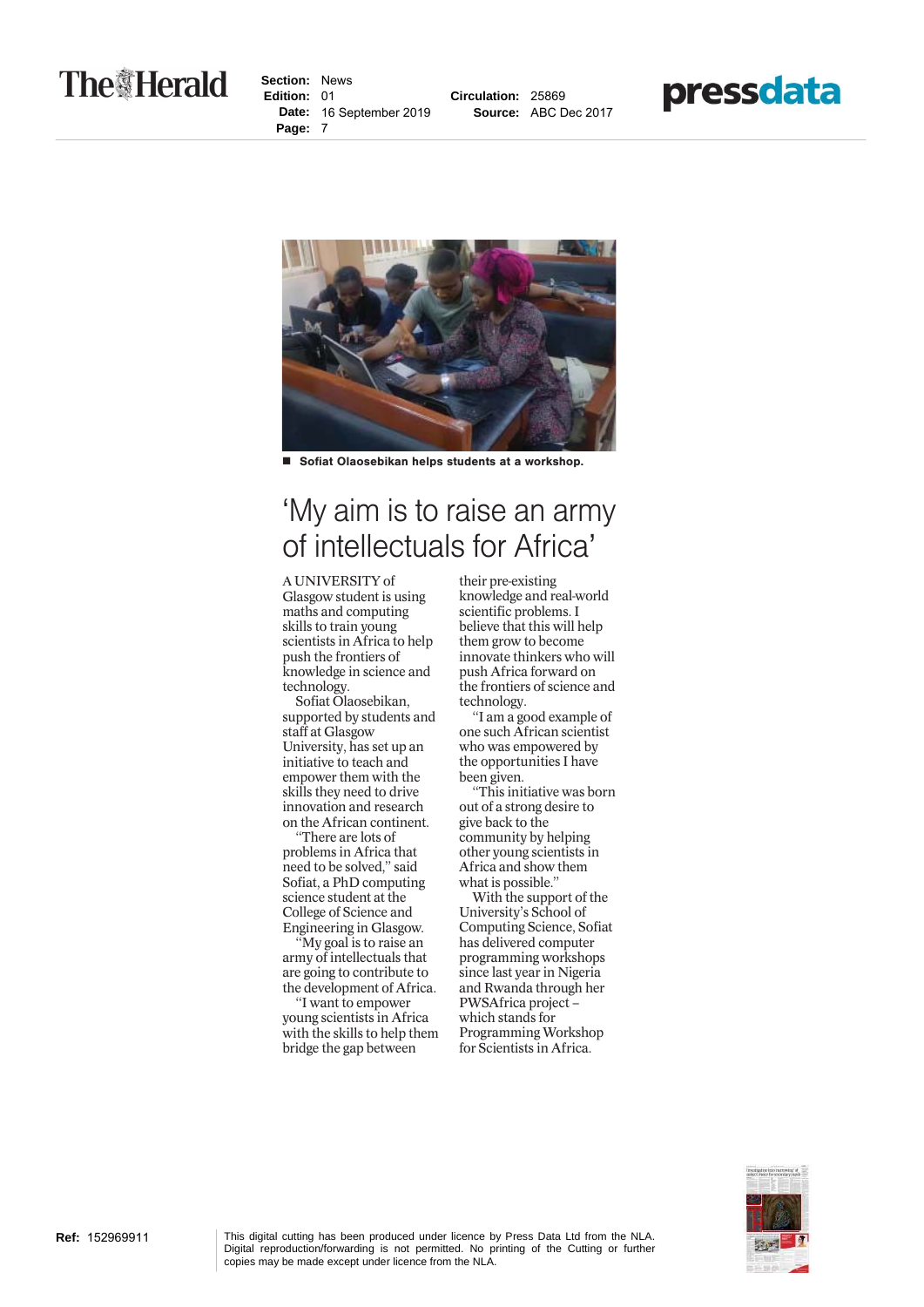Sofiat Olaosebikan helps students at a workshop.

# 'My aim is to raise an army of intellectuals for Africa'

A UNIVERSITY of Glasgow student is using maths and computing skills to train young scientists in Africa to help push the frontiers of knowledge in science and technology.

Sofiat Olaosebikan, supported by students and staff at Glasgow University, has set up an initiative to teach and empower them with the skills they need to drive innovation and research on the African continent.

"There are lots of problems in Africa that need to be solved," said Sofiat, a PhD computing science student at the College of Science and Engineering in Glasgow.

"My goal is to raise an army of intellectuals that are going to contribute to the development of Africa.

"I want to empower young scientists in Africa with the skills to help them bridge the gap between their pre-existing knowledge and real-world scientific problems. I believe that this will help them grow to become innovate thinkers who will push Africa forward on the frontiers of science and technology.

"I am a good example of one such African scientist who was empowered by the opportunities I have been given.

"This initiative was born out of a strong desire to give back to the community by helping other young scientists in Africa and show them what is possible."

With the support of the University's School of Computing Science, Sofiat has delivered computer programming workshops since last year in Nigeria and Rwanda through her PWSAfrica project – which stands for Programming Workshop for Scientists in Africa.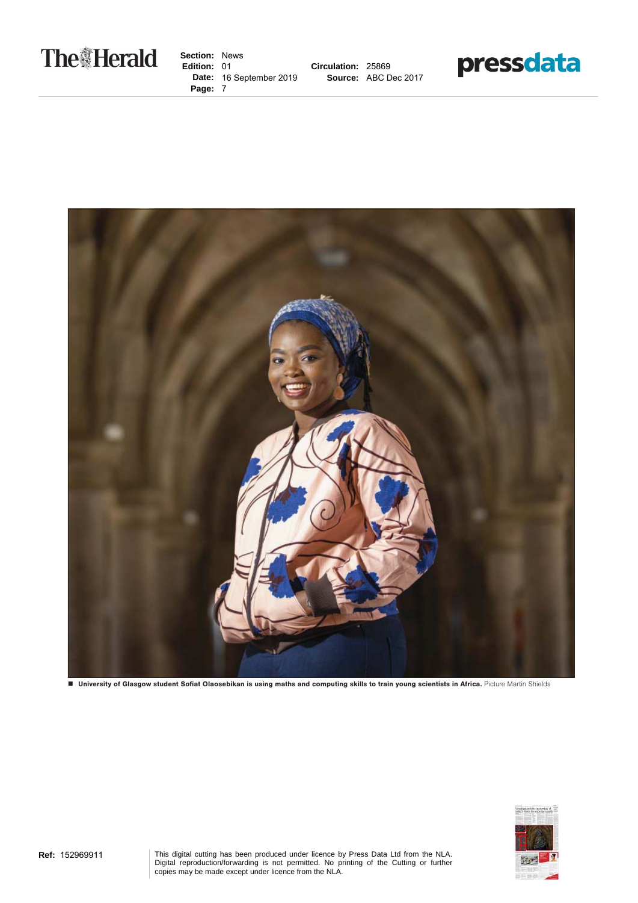■ **University of Glasgow student Sofiat Olaosebikan is using maths and computing skills to train young scientists in Africa.** Picture Martin Shields